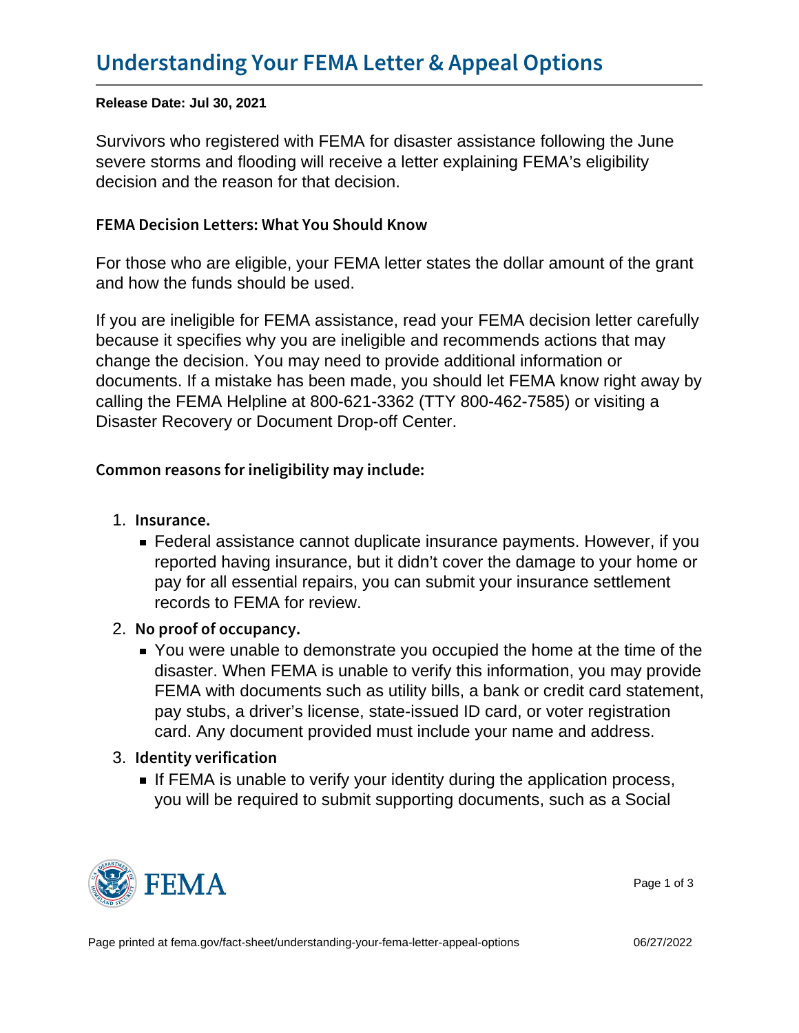# Understanding Your FEMA Letter & Appeal Options

**Release Date: Jul 30, 2021**

Survivors who registered with FEMA for disaster assistance following the June severe storms and flooding will receive a letter explaining FEMA's eligibility decision and the reason for that decision.

### FEMA Decision Letters: What You Should Know

For those who are eligible, your FEMA letter states the dollar amount of the grant and how the funds should be used.

If you are ineligible for FEMA assistance, read your FEMA decision letter carefully because it specifies why you are ineligible and recommends actions that may change the decision. You may need to provide additional information or documents. If a mistake has been made, you should let FEMA know right away by calling the FEMA Helpline at 800-621-3362 (TTY 800-462-7585) or visiting a Disaster Recovery or Document Drop-off Center.

### Common reasons for ineligibility may include:

1. **Insurance.**
   - Federal assistance cannot duplicate insurance payments. However, if you reported having insurance, but it didn't cover the damage to your home or pay for all essential repairs, you can submit your insurance settlement records to FEMA for review.
2. **No proof of occupancy.**
   - You were unable to demonstrate you occupied the home at the time of the disaster. When FEMA is unable to verify this information, you may provide FEMA with documents such as utility bills, a bank or credit card statement, pay stubs, a driver's license, state-issued ID card, or voter registration card. Any document provided must include your name and address.
3. **Identity verification**
   - If FEMA is unable to verify your identity during the application process, you will be required to submit supporting documents, such as a Social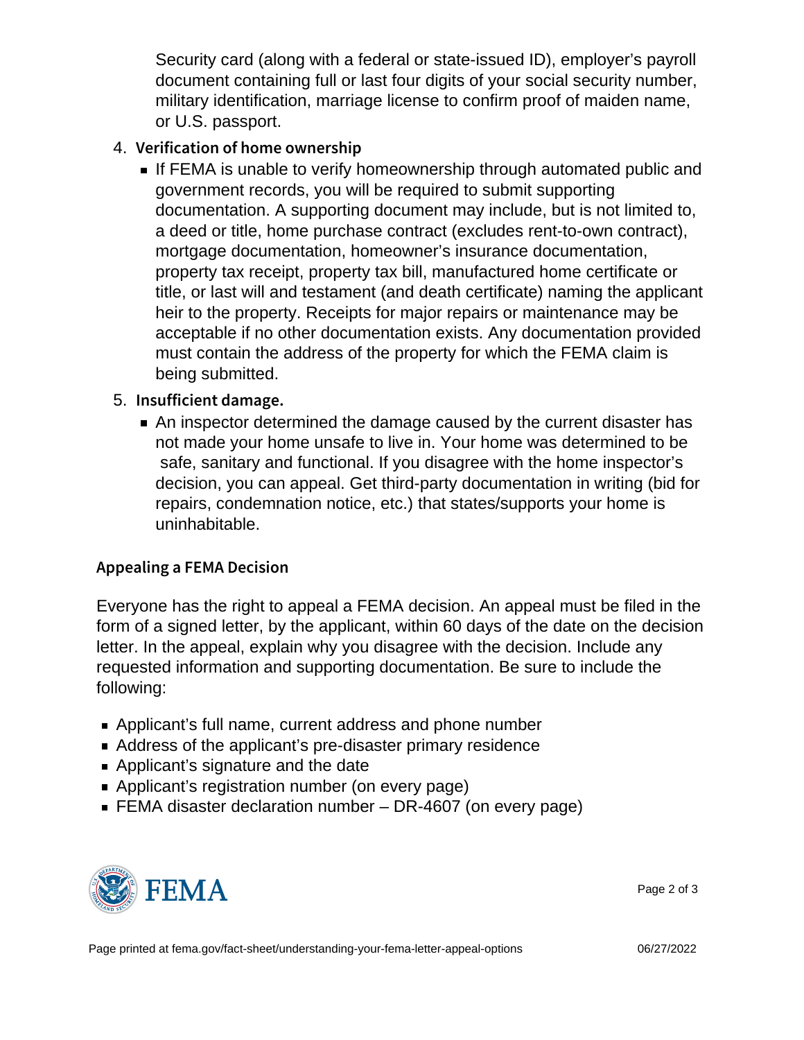Security card (along with a federal or state-issued ID), employer's payroll document containing full or last four digits of your social security number, military identification, marriage license to confirm proof of maiden name, or U.S. passport.

4. **Verification of home ownership**
   - If FEMA is unable to verify homeownership through automated public and government records, you will be required to submit supporting documentation. A supporting document may include, but is not limited to, a deed or title, home purchase contract (excludes rent-to-own contract), mortgage documentation, homeowner's insurance documentation, property tax receipt, property tax bill, manufactured home certificate or title, or last will and testament (and death certificate) naming the applicant heir to the property. Receipts for major repairs or maintenance may be acceptable if no other documentation exists. Any documentation provided must contain the address of the property for which the FEMA claim is being submitted.
5. **Insufficient damage.**
   - An inspector determined the damage caused by the current disaster has not made your home unsafe to live in. Your home was determined to be safe, sanitary and functional. If you disagree with the home inspector's decision, you can appeal. Get third-party documentation in writing (bid for repairs, condemnation notice, etc.) that states/supports your home is uninhabitable.

## Appealing a FEMA Decision

Everyone has the right to appeal a FEMA decision. An appeal must be filed in the form of a signed letter, by the applicant, within 60 days of the date on the decision letter. In the appeal, explain why you disagree with the decision. Include any requested information and supporting documentation. Be sure to include the following:

- Applicant's full name, current address and phone number
- Address of the applicant's pre-disaster primary residence
- Applicant's signature and the date
- Applicant's registration number (on every page)
- FEMA disaster declaration number – DR-4607 (on every page)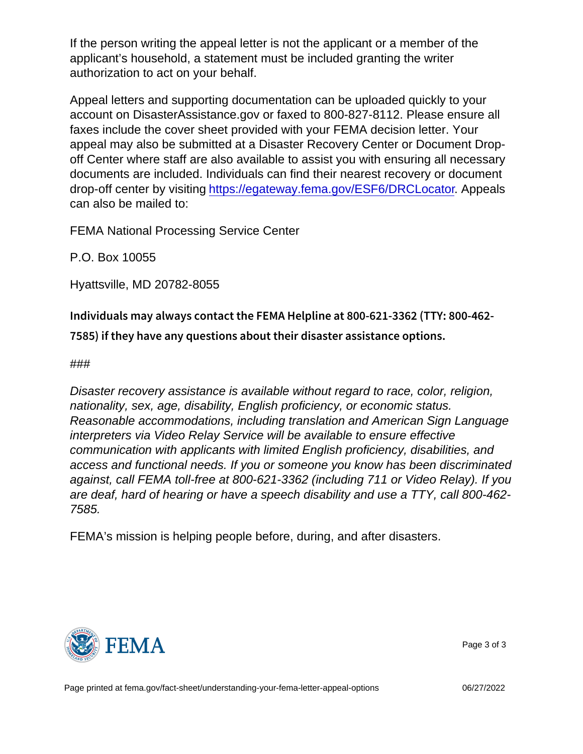If the person writing the appeal letter is not the applicant or a member of the applicant's household, a statement must be included granting the writer authorization to act on your behalf.

Appeal letters and supporting documentation can be uploaded quickly to your account on DisasterAssistance.gov or faxed to 800-827-8112. Please ensure all faxes include the cover sheet provided with your FEMA decision letter. Your appeal may also be submitted at a Disaster Recovery Center or Document Drop-off Center where staff are also available to assist you with ensuring all necessary documents are included. Individuals can find their nearest recovery or document drop-off center by visiting https://egateway.fema.gov/ESF6/DRCLocator. Appeals can also be mailed to:

FEMA National Processing Service Center

P.O. Box 10055

Hyattsville, MD 20782-8055

**Individuals may always contact the FEMA Helpline at 800-621-3362 (TTY: 800-462-7585) if they have any questions about their disaster assistance options.**

###

*Disaster recovery assistance is available without regard to race, color, religion, nationality, sex, age, disability, English proficiency, or economic status. Reasonable accommodations, including translation and American Sign Language interpreters via Video Relay Service will be available to ensure effective communication with applicants with limited English proficiency, disabilities, and access and functional needs. If you or someone you know has been discriminated against, call FEMA toll-free at 800-621-3362 (including 711 or Video Relay). If you are deaf, hard of hearing or have a speech disability and use a TTY, call 800-462-7585.*

FEMA's mission is helping people before, during, and after disasters.